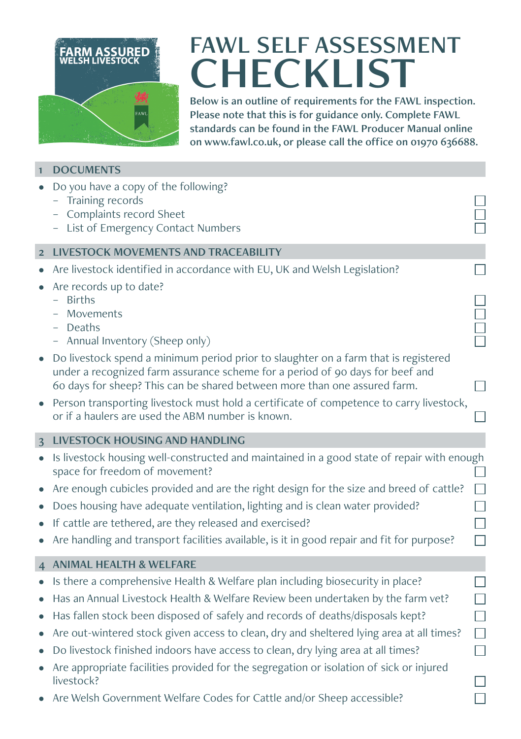FARM ASSURED WELSH LIVESTOCK

# FAWL SELF ASSESSMENT CHECKLIST

**Below is an outline of requirements for the FAWL inspection. Please note that this is for guidance only. Complete FAWL standards can be found in the FAWL Producer Manual online on www.fawl.co.uk, or please call the office on 01970 636688.**

## 1 DOCUMENTS

- Do you have a copy of the following?
  - Training records ☐
  - Complaints record Sheet ☐
  - List of Emergency Contact Numbers ☐

## 2 LIVESTOCK MOVEMENTS AND TRACEABILITY

- Are livestock identified in accordance with EU, UK and Welsh Legislation? ☐
- Are records up to date?
  - Births ☐
  - Movements ☐
  - Deaths ☐
  - Annual Inventory (Sheep only) ☐
- Do livestock spend a minimum period prior to slaughter on a farm that is registered under a recognized farm assurance scheme for a period of 90 days for beef and 60 days for sheep? This can be shared between more than one assured farm. ☐
- Person transporting livestock must hold a certificate of competence to carry livestock, or if a haulers are used the ABM number is known. ☐

## 3 LIVESTOCK HOUSING AND HANDLING

- Is livestock housing well-constructed and maintained in a good state of repair with enough space for freedom of movement? ☐
- Are enough cubicles provided and are the right design for the size and breed of cattle? ☐
- Does housing have adequate ventilation, lighting and is clean water provided? ☐
- If cattle are tethered, are they released and exercised? ☐
- Are handling and transport facilities available, is it in good repair and fit for purpose? ☐

## 4 ANIMAL HEALTH & WELFARE

- Is there a comprehensive Health & Welfare plan including biosecurity in place? ☐
- Has an Annual Livestock Health & Welfare Review been undertaken by the farm vet? ☐
- Has fallen stock been disposed of safely and records of deaths/disposals kept? ☐
- Are out-wintered stock given access to clean, dry and sheltered lying area at all times? ☐
- Do livestock finished indoors have access to clean, dry lying area at all times? ☐
- Are appropriate facilities provided for the segregation or isolation of sick or injured livestock? ☐
- Are Welsh Government Welfare Codes for Cattle and/or Sheep accessible? ☐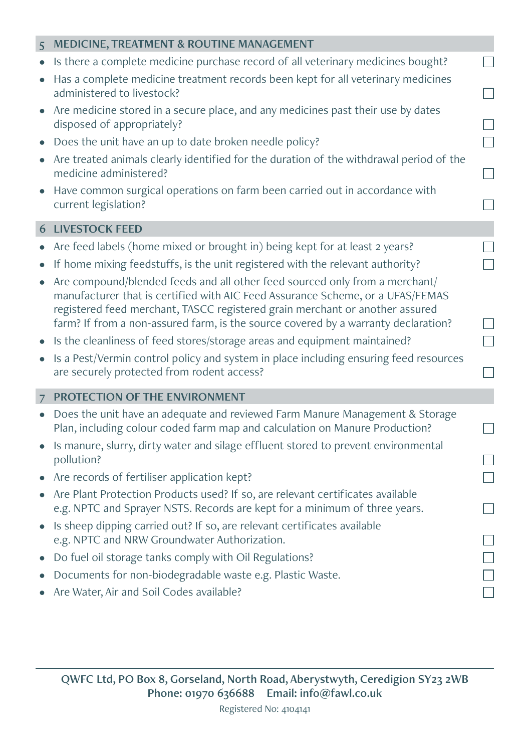## 5 MEDICINE, TREATMENT & ROUTINE MANAGEMENT

- Is there a complete medicine purchase record of all veterinary medicines bought? ☐
- Has a complete medicine treatment records been kept for all veterinary medicines administered to livestock? ☐
- Are medicine stored in a secure place, and any medicines past their use by dates disposed of appropriately? ☐
- Does the unit have an up to date broken needle policy? ☐
- Are treated animals clearly identified for the duration of the withdrawal period of the medicine administered? ☐
- Have common surgical operations on farm been carried out in accordance with current legislation? ☐

## 6 LIVESTOCK FEED

- Are feed labels (home mixed or brought in) being kept for at least 2 years? ☐
- If home mixing feedstuffs, is the unit registered with the relevant authority? ☐
- Are compound/blended feeds and all other feed sourced only from a merchant/ manufacturer that is certified with AIC Feed Assurance Scheme, or a UFAS/FEMAS registered feed merchant, TASCC registered grain merchant or another assured farm? If from a non-assured farm, is the source covered by a warranty declaration? ☐
- Is the cleanliness of feed stores/storage areas and equipment maintained? ☐
- Is a Pest/Vermin control policy and system in place including ensuring feed resources are securely protected from rodent access? ☐

## 7 PROTECTION OF THE ENVIRONMENT

- Does the unit have an adequate and reviewed Farm Manure Management & Storage Plan, including colour coded farm map and calculation on Manure Production? ☐
- Is manure, slurry, dirty water and silage effluent stored to prevent environmental pollution? ☐
- Are records of fertiliser application kept? ☐
- Are Plant Protection Products used? If so, are relevant certificates available e.g. NPTC and Sprayer NSTS. Records are kept for a minimum of three years. ☐
- Is sheep dipping carried out? If so, are relevant certificates available e.g. NPTC and NRW Groundwater Authorization. ☐
- Do fuel oil storage tanks comply with Oil Regulations? ☐
- Documents for non-biodegradable waste e.g. Plastic Waste. ☐
- Are Water, Air and Soil Codes available? ☐

**QWFC Ltd, PO Box 8, Gorseland, North Road, Aberystwyth, Ceredigion SY23 2WB**
**Phone: 01970 636688 Email: info@fawl.co.uk**

Registered No: 4104141